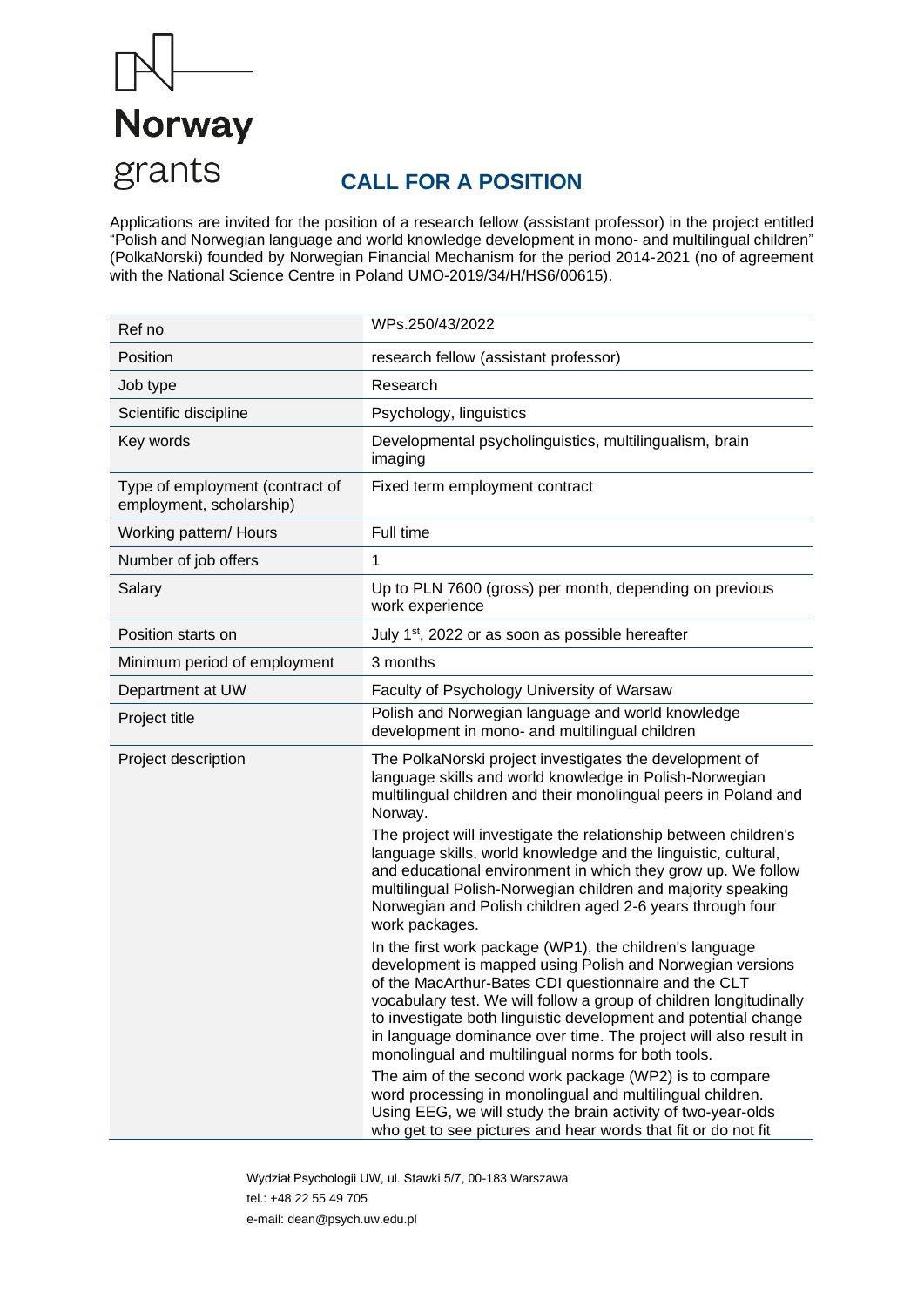Norway grants

# CALL FOR A POSITION

Applications are invited for the position of a research fellow (assistant professor) in the project entitled "Polish and Norwegian language and world knowledge development in mono- and multilingual children" (PolkaNorski) founded by Norwegian Financial Mechanism for the period 2014-2021 (no of agreement with the National Science Centre in Poland UMO-2019/34/H/HS6/00615).

| Ref no | WPs.250/43/2022 |
|---|---|
| Position | research fellow (assistant professor) |
| Job type | Research |
| Scientific discipline | Psychology, linguistics |
| Key words | Developmental psycholinguistics, multilingualism, brain imaging |
| Type of employment (contract of employment, scholarship) | Fixed term employment contract |
| Working pattern/ Hours | Full time |
| Number of job offers | 1 |
| Salary | Up to PLN 7600 (gross) per month, depending on previous work experience |
| Position starts on | July 1st, 2022 or as soon as possible hereafter |
| Minimum period of employment | 3 months |
| Department at UW | Faculty of Psychology University of Warsaw |
| Project title | Polish and Norwegian language and world knowledge development in mono- and multilingual children |
| Project description | The PolkaNorski project investigates the development of language skills and world knowledge in Polish-Norwegian multilingual children and their monolingual peers in Poland and Norway.<br>The project will investigate the relationship between children's language skills, world knowledge and the linguistic, cultural, and educational environment in which they grow up. We follow multilingual Polish-Norwegian children and majority speaking Norwegian and Polish children aged 2-6 years through four work packages.<br>In the first work package (WP1), the children's language development is mapped using Polish and Norwegian versions of the MacArthur-Bates CDI questionnaire and the CLT vocabulary test. We will follow a group of children longitudinally to investigate both linguistic development and potential change in language dominance over time. The project will also result in monolingual and multilingual norms for both tools.<br>The aim of the second work package (WP2) is to compare word processing in monolingual and multilingual children. Using EEG, we will study the brain activity of two-year-olds who get to see pictures and hear words that fit or do not fit |

Wydział Psychologii UW, ul. Stawki 5/7, 00-183 Warszawa
tel.: +48 22 55 49 705
e-mail: dean@psych.uw.edu.pl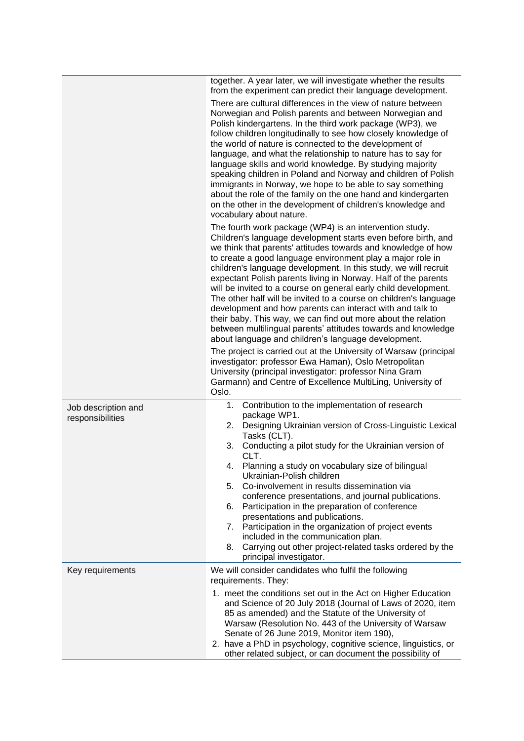| | |
|---|---|
| | together. A year later, we will investigate whether the results from the experiment can predict their language development.<br><br>There are cultural differences in the view of nature between Norwegian and Polish parents and between Norwegian and Polish kindergartens. In the third work package (WP3), we follow children longitudinally to see how closely knowledge of the world of nature is connected to the development of language, and what the relationship to nature has to say for language skills and world knowledge. By studying majority speaking children in Poland and Norway and children of Polish immigrants in Norway, we hope to be able to say something about the role of the family on the one hand and kindergarten on the other in the development of children's knowledge and vocabulary about nature.<br><br>The fourth work package (WP4) is an intervention study. Children's language development starts even before birth, and we think that parents' attitudes towards and knowledge of how to create a good language environment play a major role in children's language development. In this study, we will recruit expectant Polish parents living in Norway. Half of the parents will be invited to a course on general early child development. The other half will be invited to a course on children's language development and how parents can interact with and talk to their baby. This way, we can find out more about the relation between multilingual parents' attitudes towards and knowledge about language and children's language development.<br><br>The project is carried out at the University of Warsaw (principal investigator: professor Ewa Haman), Oslo Metropolitan University (principal investigator: professor Nina Gram Garmann) and Centre of Excellence MultiLing, University of Oslo. |
| Job description and responsibilities | 1. Contribution to the implementation of research package WP1.<br>2. Designing Ukrainian version of Cross-Linguistic Lexical Tasks (CLT).<br>3. Conducting a pilot study for the Ukrainian version of CLT.<br>4. Planning a study on vocabulary size of bilingual Ukrainian-Polish children<br>5. Co-involvement in results dissemination via conference presentations, and journal publications.<br>6. Participation in the preparation of conference presentations and publications.<br>7. Participation in the organization of project events included in the communication plan.<br>8. Carrying out other project-related tasks ordered by the principal investigator. |
| Key requirements | We will consider candidates who fulfil the following requirements. They:<br><br>1. meet the conditions set out in the Act on Higher Education and Science of 20 July 2018 (Journal of Laws of 2020, item 85 as amended) and the Statute of the University of Warsaw (Resolution No. 443 of the University of Warsaw Senate of 26 June 2019, Monitor item 190),<br>2. have a PhD in psychology, cognitive science, linguistics, or other related subject, or can document the possibility of |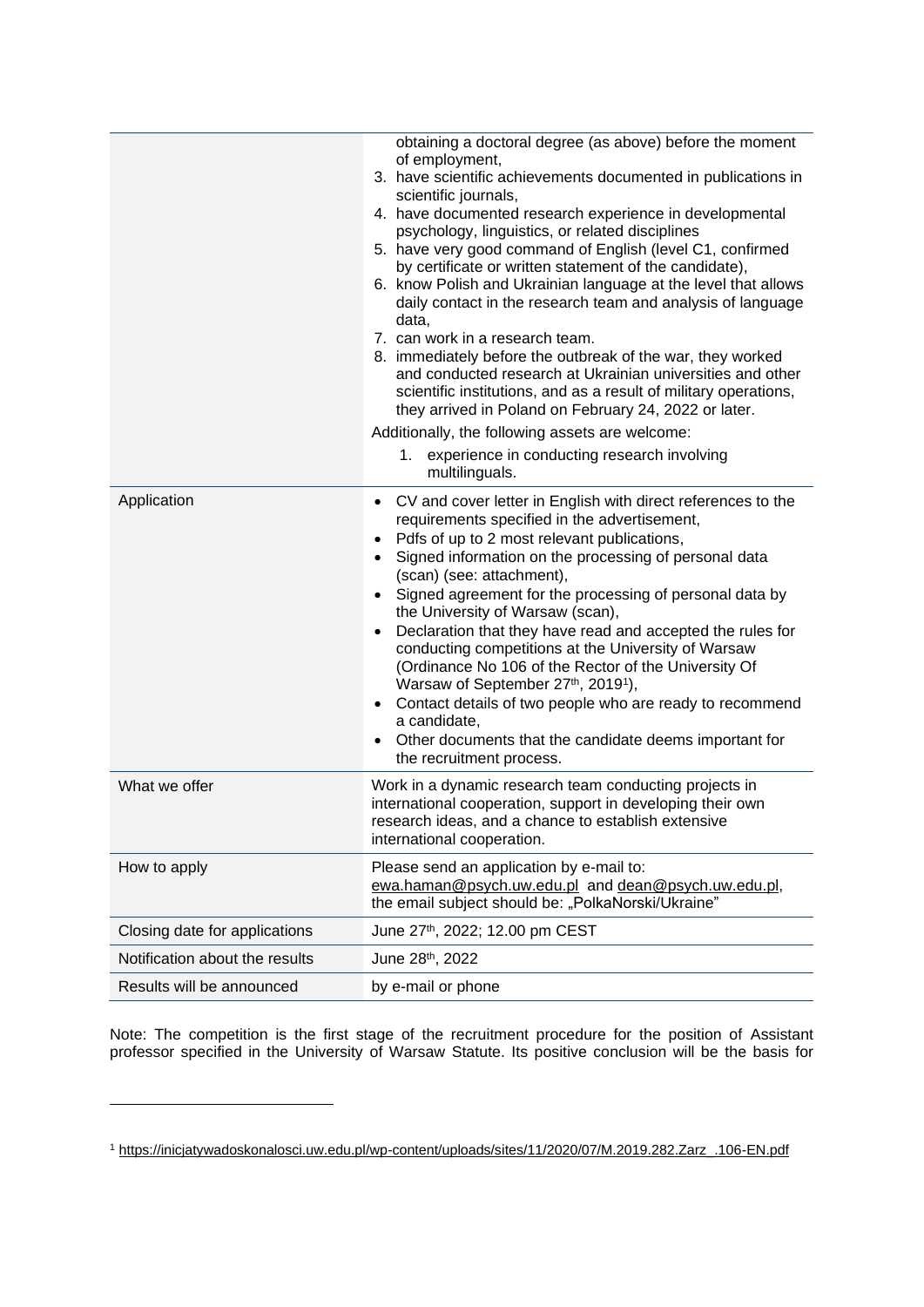| | |
|---|---|
| | obtaining a doctoral degree (as above) before the moment of employment,<br>3. have scientific achievements documented in publications in scientific journals,<br>4. have documented research experience in developmental psychology, linguistics, or related disciplines<br>5. have very good command of English (level C1, confirmed by certificate or written statement of the candidate),<br>6. know Polish and Ukrainian language at the level that allows daily contact in the research team and analysis of language data,<br>7. can work in a research team.<br>8. immediately before the outbreak of the war, they worked and conducted research at Ukrainian universities and other scientific institutions, and as a result of military operations, they arrived in Poland on February 24, 2022 or later.<br>Additionally, the following assets are welcome:<br>1. experience in conducting research involving multilinguals. |
| Application | • CV and cover letter in English with direct references to the requirements specified in the advertisement,<br>• Pdfs of up to 2 most relevant publications,<br>• Signed information on the processing of personal data (scan) (see: attachment),<br>• Signed agreement for the processing of personal data by the University of Warsaw (scan),<br>• Declaration that they have read and accepted the rules for conducting competitions at the University of Warsaw (Ordinance No 106 of the Rector of the University Of Warsaw of September 27th, 2019[1]),<br>• Contact details of two people who are ready to recommend a candidate,<br>• Other documents that the candidate deems important for the recruitment process. |
| What we offer | Work in a dynamic research team conducting projects in international cooperation, support in developing their own research ideas, and a chance to establish extensive international cooperation. |
| How to apply | Please send an application by e-mail to: ewa.haman@psych.uw.edu.pl and dean@psych.uw.edu.pl, the email subject should be: „PolkaNorski/Ukraine" |
| Closing date for applications | June 27th, 2022; 12.00 pm CEST |
| Notification about the results | June 28th, 2022 |
| Results will be announced | by e-mail or phone |

Note: The competition is the first stage of the recruitment procedure for the position of Assistant professor specified in the University of Warsaw Statute. Its positive conclusion will be the basis for

[1] https://inicjatywadoskonalosci.uw.edu.pl/wp-content/uploads/sites/11/2020/07/M.2019.282.Zarz_.106-EN.pdf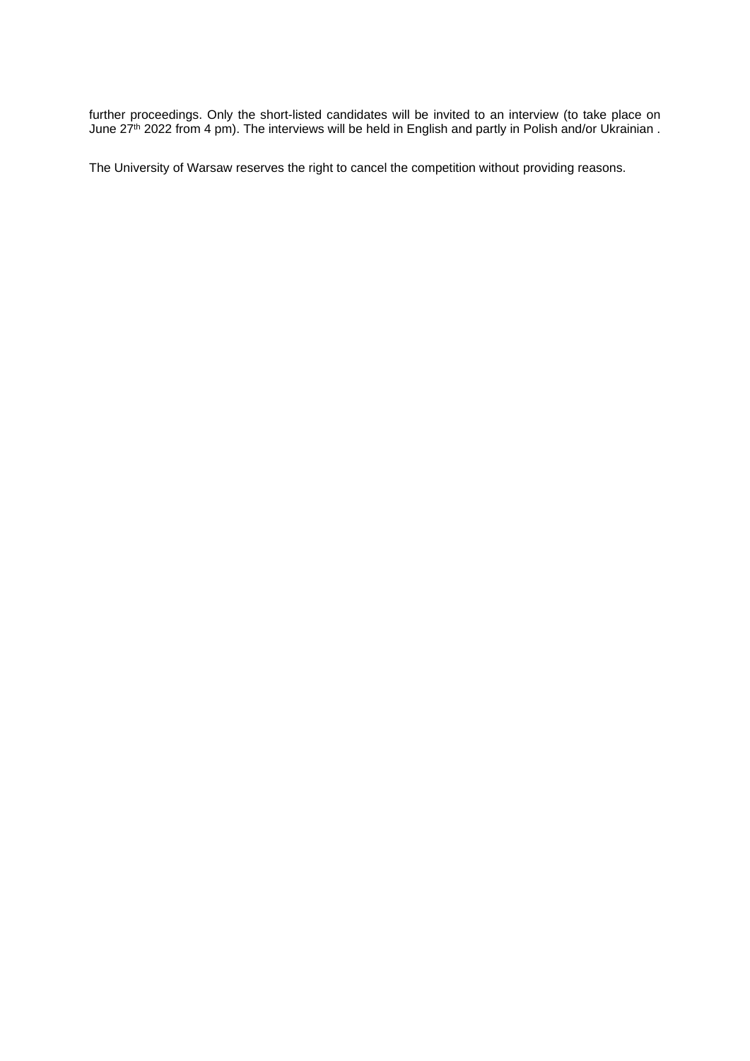further proceedings. Only the short-listed candidates will be invited to an interview (to take place on June 27th 2022 from 4 pm). The interviews will be held in English and partly in Polish and/or Ukrainian .

The University of Warsaw reserves the right to cancel the competition without providing reasons.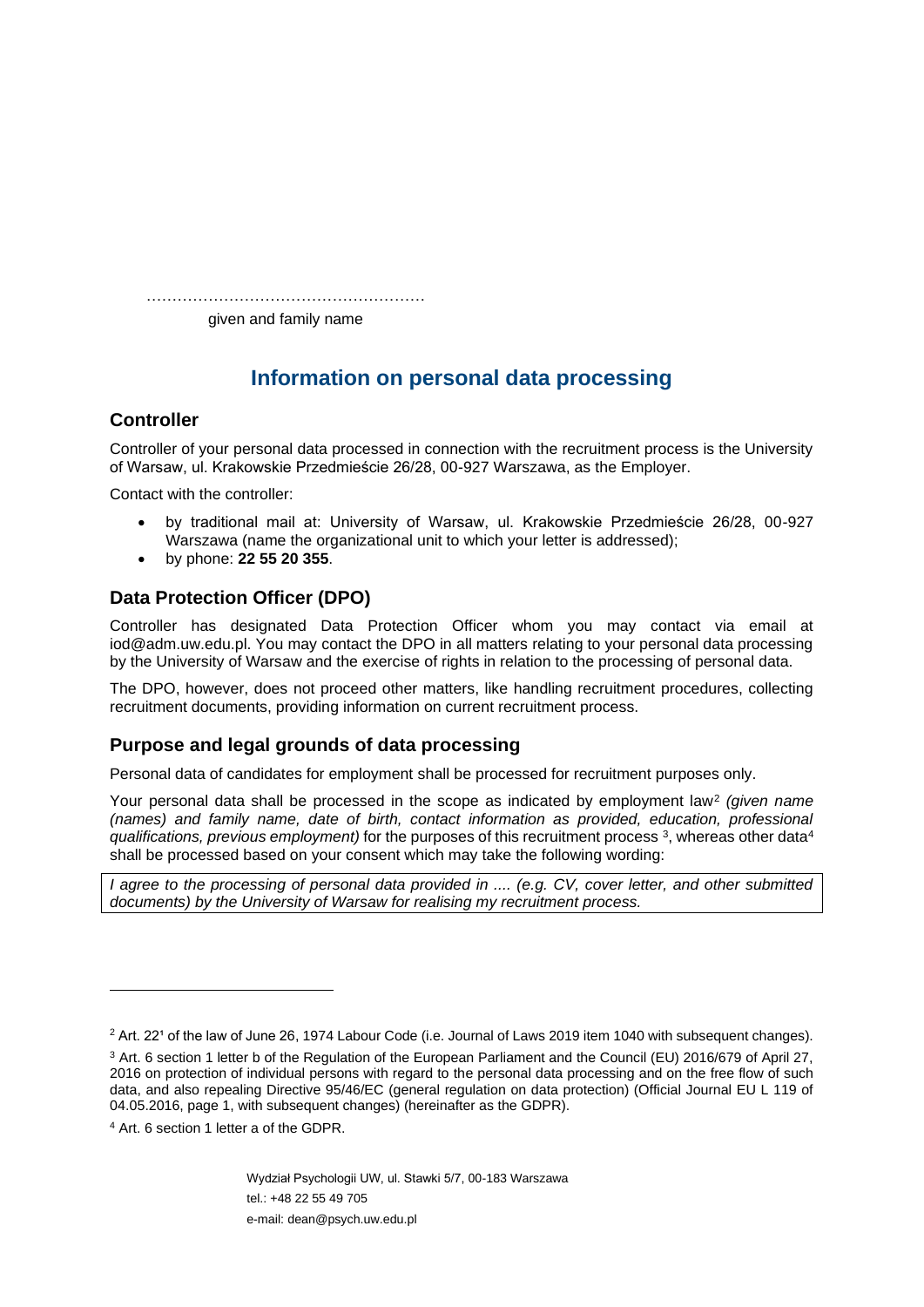……………………………………………

given and family name

# Information on personal data processing

## Controller

Controller of your personal data processed in connection with the recruitment process is the University of Warsaw, ul. Krakowskie Przedmieście 26/28, 00-927 Warszawa, as the Employer.

Contact with the controller:

- by traditional mail at: University of Warsaw, ul. Krakowskie Przedmieście 26/28, 00-927 Warszawa (name the organizational unit to which your letter is addressed);
- by phone: **22 55 20 355**.

## Data Protection Officer (DPO)

Controller has designated Data Protection Officer whom you may contact via email at iod@adm.uw.edu.pl. You may contact the DPO in all matters relating to your personal data processing by the University of Warsaw and the exercise of rights in relation to the processing of personal data.

The DPO, however, does not proceed other matters, like handling recruitment procedures, collecting recruitment documents, providing information on current recruitment process.

## Purpose and legal grounds of data processing

Personal data of candidates for employment shall be processed for recruitment purposes only.

Your personal data shall be processed in the scope as indicated by employment law[2] *(given name (names) and family name, date of birth, contact information as provided, education, professional qualifications, previous employment)* for the purposes of this recruitment process [3], whereas other data[4] shall be processed based on your consent which may take the following wording:

| *I agree to the processing of personal data provided in .... (e.g. CV, cover letter, and other submitted documents) by the University of Warsaw for realising my recruitment process.* |
| --- |

---

[2] Art. 22¹ of the law of June 26, 1974 Labour Code (i.e. Journal of Laws 2019 item 1040 with subsequent changes).

[3] Art. 6 section 1 letter b of the Regulation of the European Parliament and the Council (EU) 2016/679 of April 27, 2016 on protection of individual persons with regard to the personal data processing and on the free flow of such data, and also repealing Directive 95/46/EC (general regulation on data protection) (Official Journal EU L 119 of 04.05.2016, page 1, with subsequent changes) (hereinafter as the GDPR).

[4] Art. 6 section 1 letter a of the GDPR.

Wydział Psychologii UW, ul. Stawki 5/7, 00-183 Warszawa
tel.: +48 22 55 49 705
e-mail: dean@psych.uw.edu.pl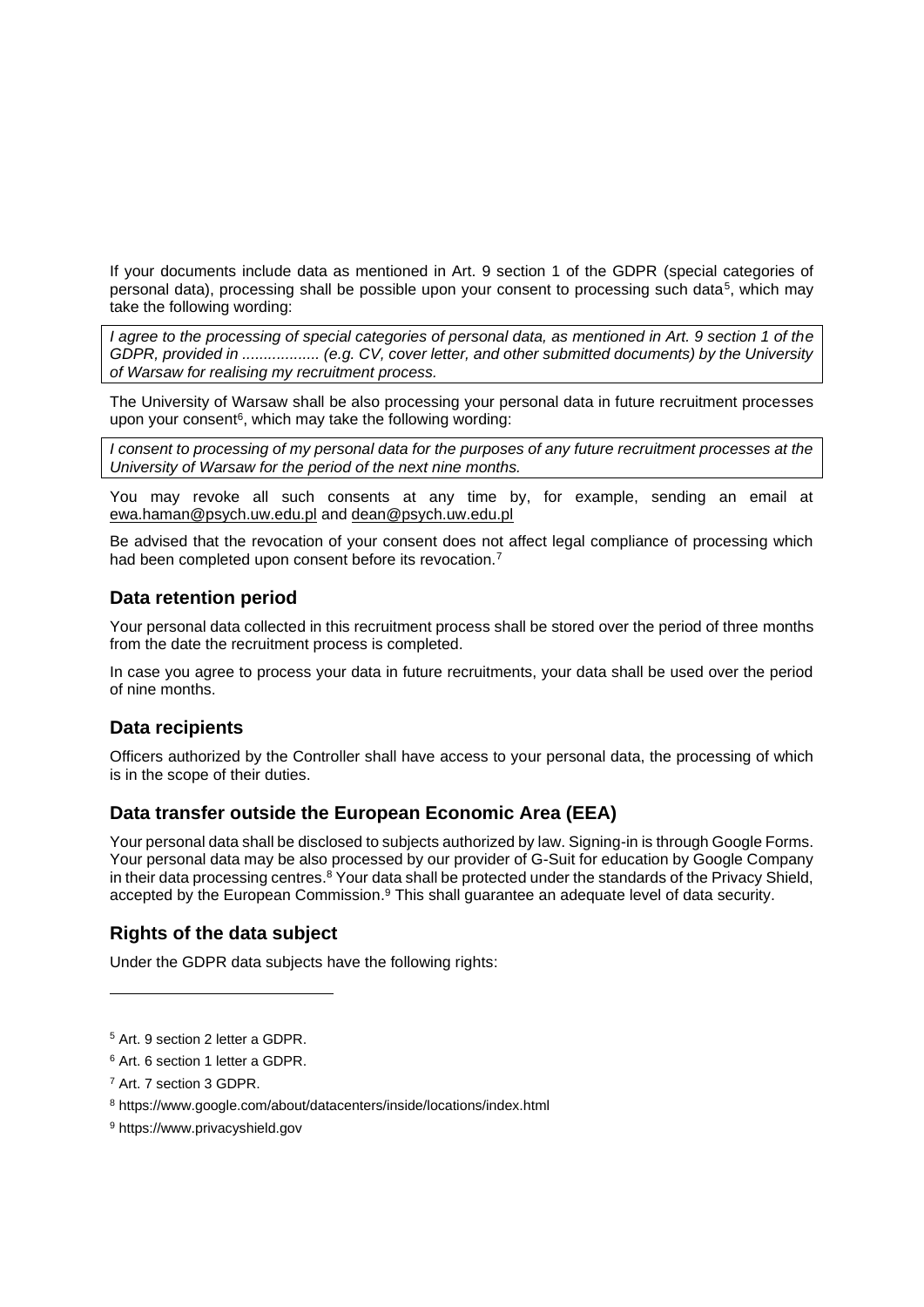If your documents include data as mentioned in Art. 9 section 1 of the GDPR (special categories of personal data), processing shall be possible upon your consent to processing such data[5], which may take the following wording:

*I agree to the processing of special categories of personal data, as mentioned in Art. 9 section 1 of the GDPR, provided in .................. (e.g. CV, cover letter, and other submitted documents) by the University of Warsaw for realising my recruitment process.*

The University of Warsaw shall be also processing your personal data in future recruitment processes upon your consent[6], which may take the following wording:

*I consent to processing of my personal data for the purposes of any future recruitment processes at the University of Warsaw for the period of the next nine months.*

You may revoke all such consents at any time by, for example, sending an email at ewa.haman@psych.uw.edu.pl and dean@psych.uw.edu.pl

Be advised that the revocation of your consent does not affect legal compliance of processing which had been completed upon consent before its revocation.[7]

## Data retention period

Your personal data collected in this recruitment process shall be stored over the period of three months from the date the recruitment process is completed.

In case you agree to process your data in future recruitments, your data shall be used over the period of nine months.

## Data recipients

Officers authorized by the Controller shall have access to your personal data, the processing of which is in the scope of their duties.

## Data transfer outside the European Economic Area (EEA)

Your personal data shall be disclosed to subjects authorized by law. Signing-in is through Google Forms. Your personal data may be also processed by our provider of G-Suit for education by Google Company in their data processing centres.[8] Your data shall be protected under the standards of the Privacy Shield, accepted by the European Commission.[9] This shall guarantee an adequate level of data security.

## Rights of the data subject

Under the GDPR data subjects have the following rights:

---

[5] Art. 9 section 2 letter a GDPR.

[6] Art. 6 section 1 letter a GDPR.

[7] Art. 7 section 3 GDPR.

[8] https://www.google.com/about/datacenters/inside/locations/index.html

[9] https://www.privacyshield.gov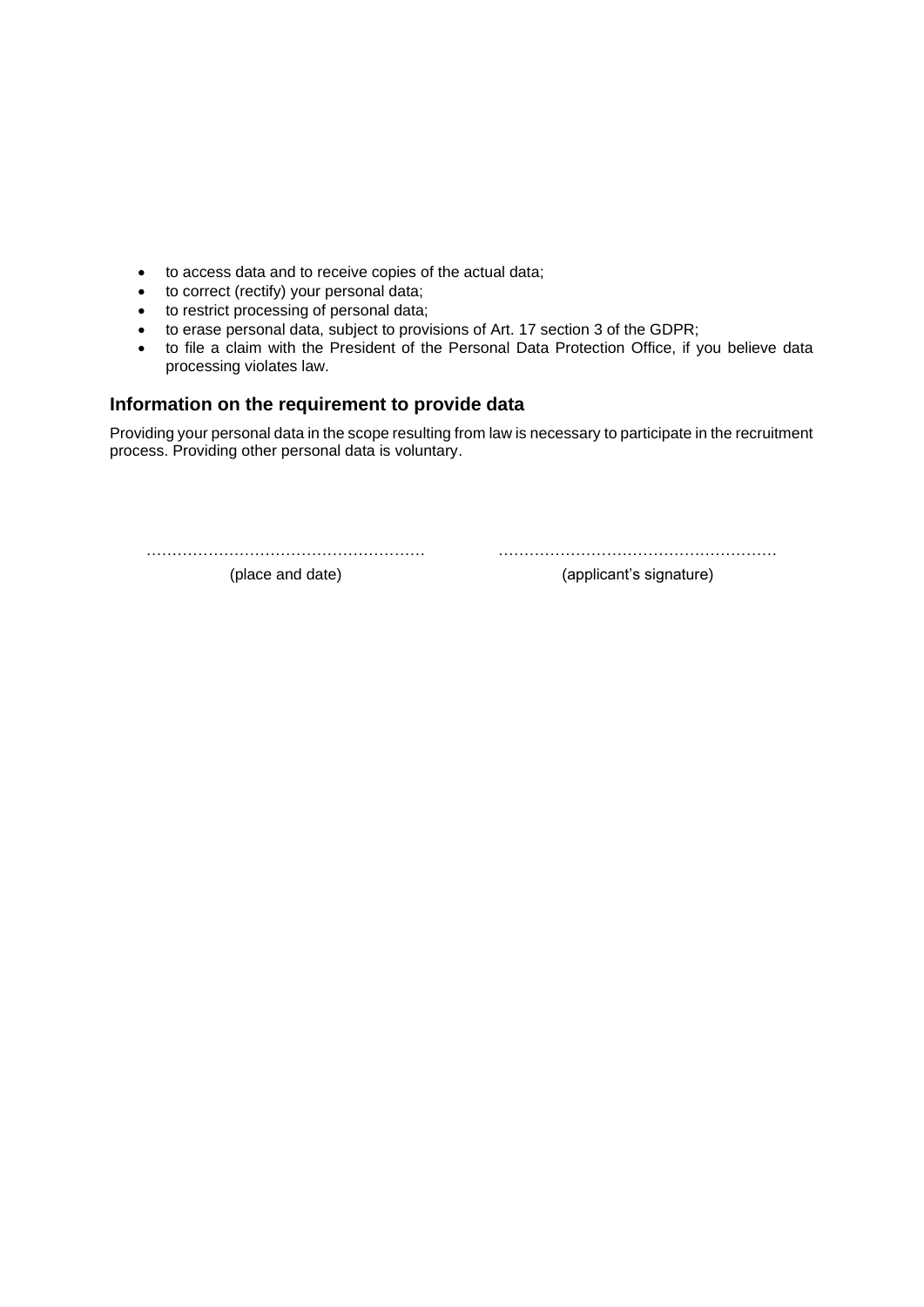- to access data and to receive copies of the actual data;
- to correct (rectify) your personal data;
- to restrict processing of personal data;
- to erase personal data, subject to provisions of Art. 17 section 3 of the GDPR;
- to file a claim with the President of the Personal Data Protection Office, if you believe data processing violates law.

### Information on the requirement to provide data

Providing your personal data in the scope resulting from law is necessary to participate in the recruitment process. Providing other personal data is voluntary.

| | |
|---|---|
| …………………………………………… | …………………………………………… |
| (place and date) | (applicant's signature) |